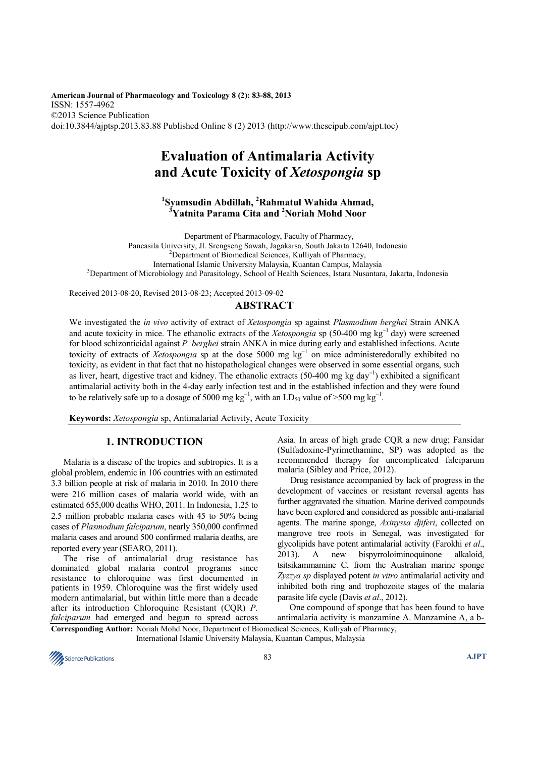American Journal of Pharmacology and Toxicology 8 (2): 83-88, 2013
ISSN: 1557-4962
©2013 Science Publication
doi:10.3844/ajptsp.2013.83.88 Published Online 8 (2) 2013 (http://www.thescipub.com/ajpt.toc)

# Evaluation of Antimalaria Activity and Acute Toxicity of *Xetospongia* sp

[1]Syamsudin Abdillah, [2]Rahmatul Wahida Ahmad, [3]Yatnita Parama Cita and [2]Noriah Mohd Noor

[1]Department of Pharmacology, Faculty of Pharmacy, Pancasila University, Jl. Srengseng Sawah, Jagakarsa, South Jakarta 12640, Indonesia
[2]Department of Biomedical Sciences, Kulliyah of Pharmacy, International Islamic University Malaysia, Kuantan Campus, Malaysia
[3]Department of Microbiology and Parasitology, School of Health Sciences, Istara Nusantara, Jakarta, Indonesia

Received 2013-08-20, Revised 2013-08-23; Accepted 2013-09-02

## ABSTRACT

We investigated the *in vivo* activity of extract of *Xetospongia* sp against *Plasmodium berghei* Strain ANKA and acute toxicity in mice. The ethanolic extracts of the *Xetospongia* sp (50-400 mg $kg^{-1}$ day) were screened for blood schizonticidal against *P. berghei* strain ANKA in mice during early and established infections. Acute toxicity of extracts of *Xetospongia* sp at the dose 5000 mg $kg^{-1}$ on mice administeredorally exhibited no toxicity, as evident in that fact that no histopathological changes were observed in some essential organs, such as liver, heart, digestive tract and kidney. The ethanolic extracts (50-400 mg kg $day^{-1}$) exhibited a significant antimalarial activity both in the 4-day early infection test and in the established infection and they were found to be relatively safe up to a dosage of 5000 mg $kg^{-1}$, with an $LD_{50}$ value of >500 mg $kg^{-1}$.

**Keywords:** *Xetospongia* sp, Antimalarial Activity, Acute Toxicity

## 1. INTRODUCTION

Malaria is a disease of the tropics and subtropics. It is a global problem, endemic in 106 countries with an estimated 3.3 billion people at risk of malaria in 2010. In 2010 there were 216 million cases of malaria world wide, with an estimated 655,000 deaths WHO, 2011. In Indonesia, 1.25 to 2.5 million probable malaria cases with 45 to 50% being cases of *Plasmodium falciparum*, nearly 350,000 confirmed malaria cases and around 500 confirmed malaria deaths, are reported every year (SEARO, 2011).

The rise of antimalarial drug resistance has dominated global malaria control programs since resistance to chloroquine was first documented in patients in 1959. Chloroquine was the first widely used modern antimalarial, but within little more than a decade after its introduction Chloroquine Resistant (CQR) *P. falciparum* had emerged and begun to spread across Asia. In areas of high grade CQR a new drug; Fansidar (Sulfadoxine-Pyrimethamine, SP) was adopted as the recommended therapy for uncomplicated falciparum malaria (Sibley and Price, 2012).

Drug resistance accompanied by lack of progress in the development of vaccines or resistant reversal agents has further aggravated the situation. Marine derived compounds have been explored and considered as possible anti-malarial agents. The marine sponge, *Axinyssa djiferi*, collected on mangrove tree roots in Senegal, was investigated for glycolipids have potent antimalarial activity (Farokhi *et al*., 2013). A new bispyrroloiminoquinone alkaloid, tsitsikammamine C, from the Australian marine sponge *Zyzzya sp* displayed potent *in vitro* antimalarial activity and inhibited both ring and trophozoite stages of the malaria parasite life cycle (Davis *et al*., 2012).

One compound of sponge that has been found to have antimalaria activity is manzamine A. Manzamine A, a b-

**Corresponding Author:** Noriah Mohd Noor, Department of Biomedical Sciences, Kulliyah of Pharmacy, International Islamic University Malaysia, Kuantan Campus, Malaysia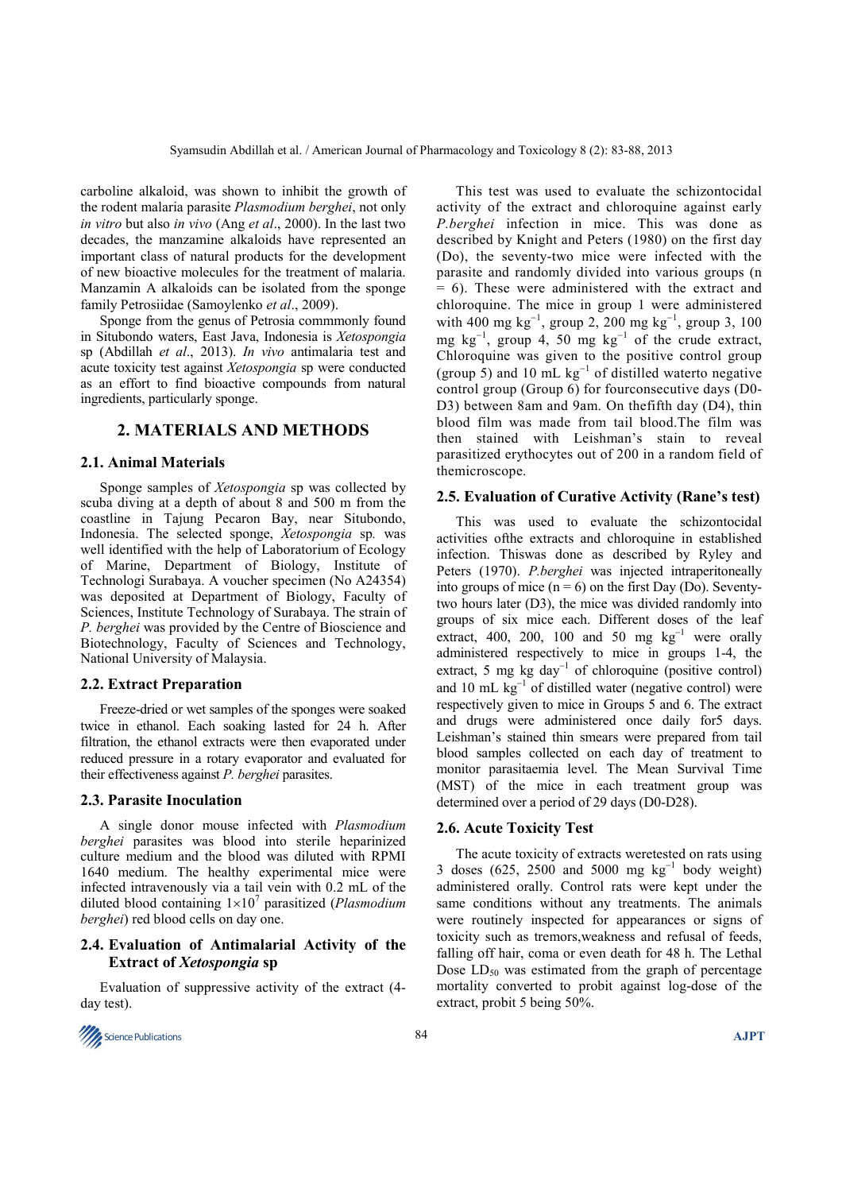carboline alkaloid, was shown to inhibit the growth of the rodent malaria parasite *Plasmodium berghei*, not only *in vitro* but also *in vivo* (Ang *et al*., 2000). In the last two decades, the manzamine alkaloids have represented an important class of natural products for the development of new bioactive molecules for the treatment of malaria. Manzamin A alkaloids can be isolated from the sponge family Petrosiidae (Samoylenko *et al*., 2009).

Sponge from the genus of Petrosia commmonly found in Situbondo waters, East Java, Indonesia is *Xetospongia* sp (Abdillah *et al*., 2013). *In vivo* antimalaria test and acute toxicity test against *Xetospongia* sp were conducted as an effort to find bioactive compounds from natural ingredients, particularly sponge.

## 2. MATERIALS AND METHODS

### 2.1. Animal Materials

Sponge samples of *Xetospongia* sp was collected by scuba diving at a depth of about 8 and 500 m from the coastline in Tajung Pecaron Bay, near Situbondo, Indonesia. The selected sponge, *Xetospongia* sp. was well identified with the help of Laboratorium of Ecology of Marine, Department of Biology, Institute of Technologi Surabaya. A voucher specimen (No A24354) was deposited at Department of Biology, Faculty of Sciences, Institute Technology of Surabaya. The strain of *P. berghei* was provided by the Centre of Bioscience and Biotechnology, Faculty of Sciences and Technology, National University of Malaysia.

### 2.2. Extract Preparation

Freeze-dried or wet samples of the sponges were soaked twice in ethanol. Each soaking lasted for 24 h. After filtration, the ethanol extracts were then evaporated under reduced pressure in a rotary evaporator and evaluated for their effectiveness against *P. berghei* parasites.

### 2.3. Parasite Inoculation

A single donor mouse infected with *Plasmodium berghei* parasites was blood into sterile heparinized culture medium and the blood was diluted with RPMI 1640 medium. The healthy experimental mice were infected intravenously via a tail vein with 0.2 mL of the diluted blood containing $1\times10^7$ parasitized (*Plasmodium berghei*) red blood cells on day one.

### 2.4. Evaluation of Antimalarial Activity of the Extract of *Xetospongia* sp

Evaluation of suppressive activity of the extract (4-day test).

This test was used to evaluate the schizontocidal activity of the extract and chloroquine against early *P.berghei* infection in mice. This was done as described by Knight and Peters (1980) on the first day (Do), the seventy-two mice were infected with the parasite and randomly divided into various groups (n = 6). These were administered with the extract and chloroquine. The mice in group 1 were administered with 400 mg $kg^{-1}$, group 2, 200 mg $kg^{-1}$, group 3, 100 mg $kg^{-1}$, group 4, 50 mg $kg^{-1}$ of the crude extract, Chloroquine was given to the positive control group (group 5) and 10 mL $kg^{-1}$ of distilled waterto negative control group (Group 6) for fourconsecutive days (D0-D3) between 8am and 9am. On thefifth day (D4), thin blood film was made from tail blood.The film was then stained with Leishman's stain to reveal parasitized erythrocytes out of 200 in a random field of themicroscope.

### 2.5. Evaluation of Curative Activity (Rane's test)

This was used to evaluate the schizontocidal activities ofthe extracts and chloroquine in established infection. Thiswas done as described by Ryley and Peters (1970). *P.berghei* was injected intraperiteonealy into groups of mice (n = 6) on the first Day (Do). Seventy-two hours later (D3), the mice was divided randomly into groups of six mice each. Different doses of the leaf extract, 400, 200, 100 and 50 mg $kg^{-1}$ were orally administered respectively to mice in groups 1-4, the extract, 5 mg kg $day^{-1}$ of chloroquine (positive control) and 10 mL $kg^{-1}$ of distilled water (negative control) were respectively given to mice in Groups 5 and 6. The extract and drugs were administered once daily for5 days. Leishman's stained thin smears were prepared from tail blood samples collected on each day of treatment to monitor parasitaemia level. The Mean Survival Time (MST) of the mice in each treatment group was determined over a period of 29 days (D0-D28).

### 2.6. Acute Toxicity Test

The acute toxicity of extracts weretested on rats using 3 doses (625, 2500 and 5000 mg $kg^{-1}$ body weight) administered orally. Control rats were kept under the same conditions without any treatments. The animals were routinely inspected for appearances or signs of toxicity such as tremors,weakness and refusal of feeds, falling off hair, coma or even death for 48 h. The Lethal Dose $LD_{50}$ was estimated from the graph of percentage mortality converted to probit against log-dose of the extract, probit 5 being 50%.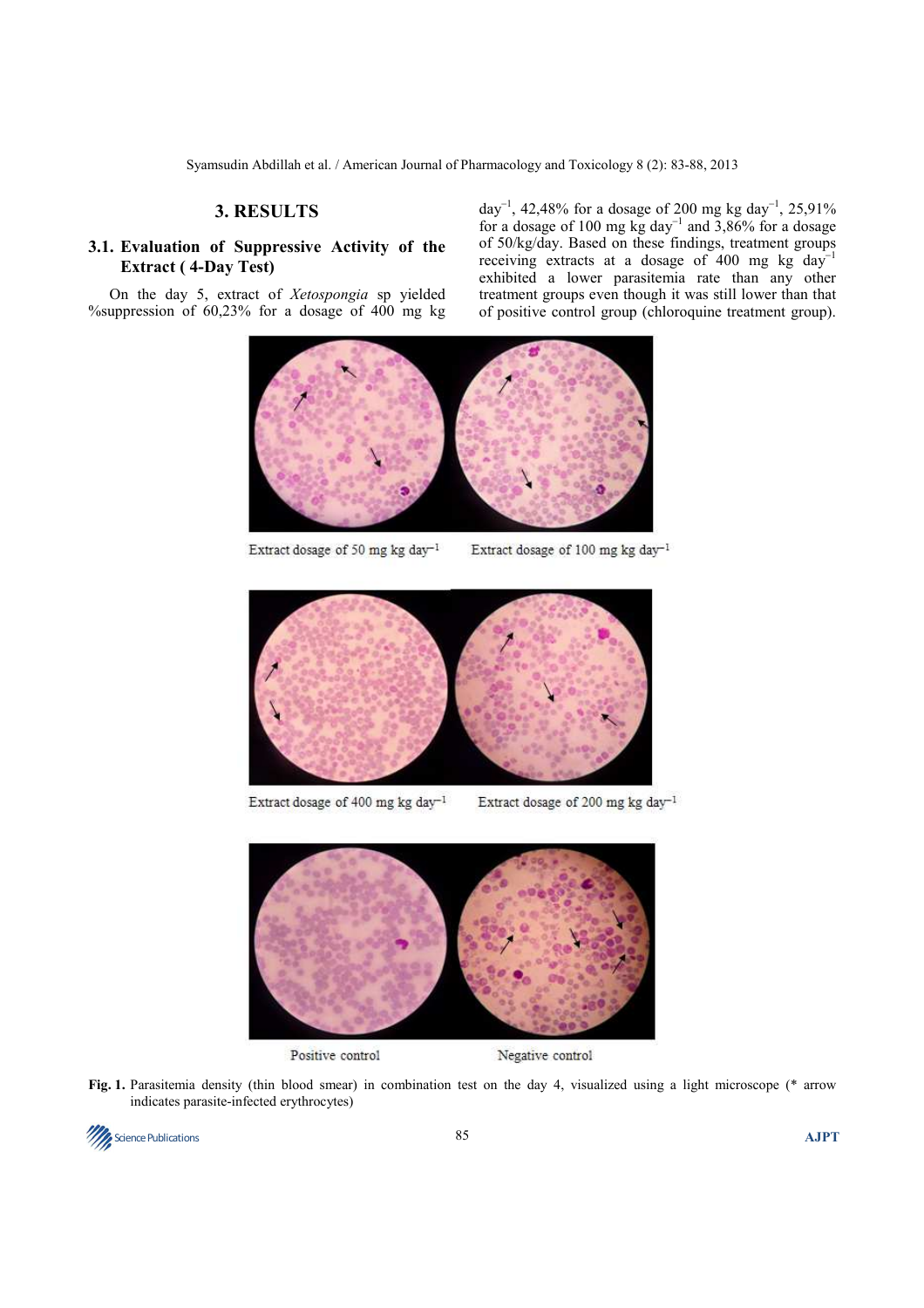## 3. RESULTS

### 3.1. Evaluation of Suppressive Activity of the Extract ( 4-Day Test)

On the day 5, extract of *Xetospongia* sp yielded %suppression of 60,23% for a dosage of 400 mg kg day$^{-1}$, 42,48% for a dosage of 200 mg kg day$^{-1}$, 25,91% for a dosage of 100 mg kg day$^{-1}$ and 3,86% for a dosage of 50/kg/day. Based on these findings, treatment groups receiving extracts at a dosage of 400 mg kg day$^{-1}$ exhibited a lower parasitemia rate than any other treatment groups even though it was still lower than that of positive control group (chloroquine treatment group).

Extract dosage of 50 mg kg day$^{-1}$ Extract dosage of 100 mg kg day$^{-1}$

Extract dosage of 400 mg kg day$^{-1}$ Extract dosage of 200 mg kg day$^{-1}$

Positive control Negative control

**Fig. 1.** Parasitemia density (thin blood smear) in combination test on the day 4, visualized using a light microscope (* arrow indicates parasite-infected erythrocytes)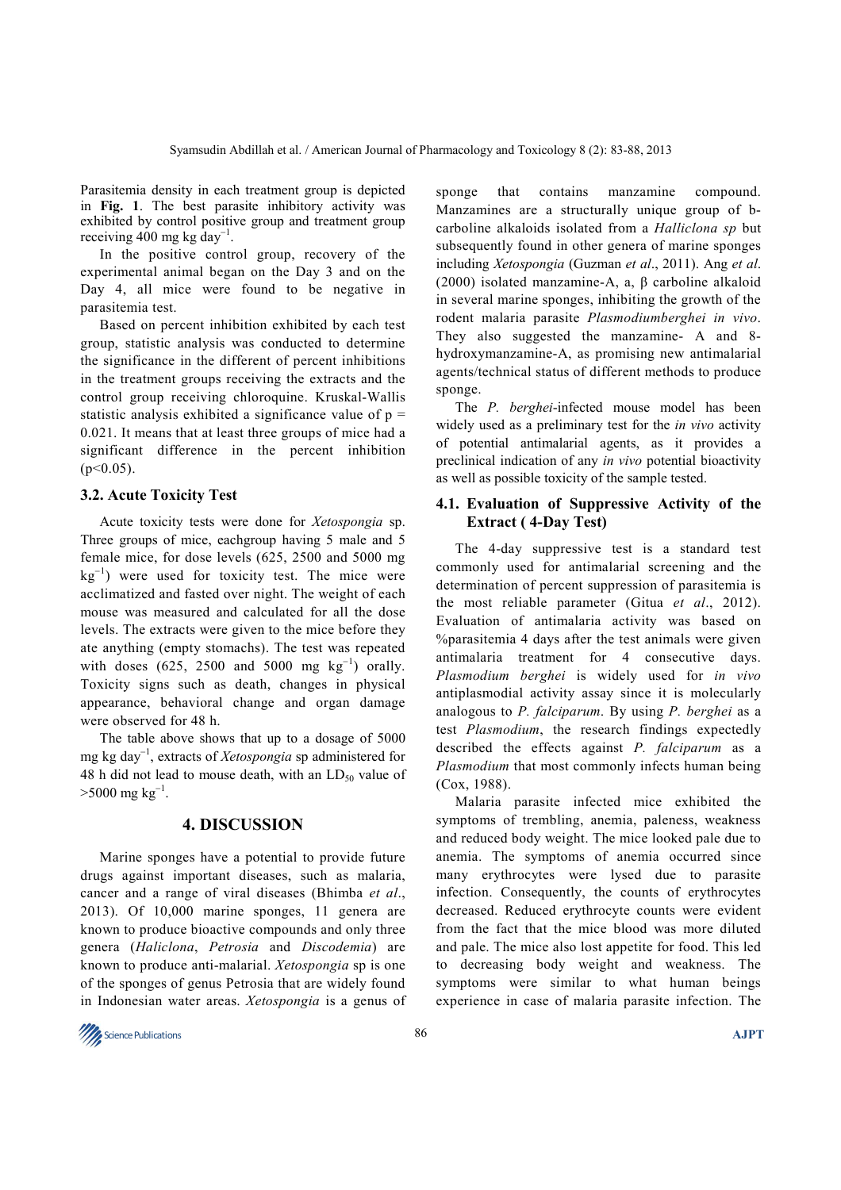Parasitemia density in each treatment group is depicted in **Fig. 1**. The best parasite inhibitory activity was exhibited by control positive group and treatment group receiving 400 mg kg $day^{-1}$.

In the positive control group, recovery of the experimental animal began on the Day 3 and on the Day 4, all mice were found to be negative in parasitemia test.

Based on percent inhibition exhibited by each test group, statistic analysis was conducted to determine the significance in the different of percent inhibitions in the treatment groups receiving the extracts and the control group receiving chloroquine. Kruskal-Wallis statistic analysis exhibited a significance value of p = 0.021. It means that at least three groups of mice had a significant difference in the percent inhibition ($p<0.05$).

### 3.2. Acute Toxicity Test

Acute toxicity tests were done for *Xetospongia* sp. Three groups of mice, eachgroup having 5 male and 5 female mice, for dose levels (625, 2500 and 5000 mg $kg^{-1}$) were used for toxicity test. The mice were acclimatized and fasted over night. The weight of each mouse was measured and calculated for all the dose levels. The extracts were given to the mice before they ate anything (empty stomachs). The test was repeated with doses (625, 2500 and 5000 mg $kg^{-1}$) orally. Toxicity signs such as death, changes in physical appearance, behavioral change and organ damage were observed for 48 h.

The table above shows that up to a dosage of 5000 mg kg $day^{-1}$, extracts of *Xetospongia* sp administered for 48 h did not lead to mouse death, with an $LD_{50}$ value of >5000 mg $kg^{-1}$.

## 4. DISCUSSION

Marine sponges have a potential to provide future drugs against important diseases, such as malaria, cancer and a range of viral diseases (Bhimba *et al*., 2013). Of 10,000 marine sponges, 11 genera are known to produce bioactive compounds and only three genera (*Haliclona*, *Petrosia* and *Discodemia*) are known to produce anti-malarial. *Xetospongia* sp is one of the sponges of genus Petrosia that are widely found in Indonesian water areas. *Xetospongia* is a genus of sponge that contains manzamine compound. Manzamines are a structurally unique group of b-carboline alkaloids isolated from a *Halliclona sp* but subsequently found in other genera of marine sponges including *Xetospongia* (Guzman *et al*., 2011). Ang *et al*. (2000) isolated manzamine-A, a, β carboline alkaloid in several marine sponges, inhibiting the growth of the rodent malaria parasite *Plasmodiumberghei in vivo*. They also suggested the manzamine- A and 8-hydroxymanzamine-A, as promising new antimalarial agents/technical status of different methods to produce sponge.

The *P. berghei*-infected mouse model has been widely used as a preliminary test for the *in vivo* activity of potential antimalarial agents, as it provides a preclinical indication of any *in vivo* potential bioactivity as well as possible toxicity of the sample tested.

### 4.1. Evaluation of Suppressive Activity of the Extract ( 4-Day Test)

The 4-day suppressive test is a standard test commonly used for antimalarial screening and the determination of percent suppression of parasitemia is the most reliable parameter (Gitua *et al*., 2012). Evaluation of antimalaria activity was based on %parasitemia 4 days after the test animals were given antimalaria treatment for 4 consecutive days. *Plasmodium berghei* is widely used for *in vivo* antiplasmodial activity assay since it is molecularly analogous to *P. falciparum*. By using *P. berghei* as a test *Plasmodium*, the research findings expectedly described the effects against *P. falciparum* as a *Plasmodium* that most commonly infects human being (Cox, 1988).

Malaria parasite infected mice exhibited the symptoms of trembling, anemia, paleness, weakness and reduced body weight. The mice looked pale due to anemia. The symptoms of anemia occurred since many erythrocytes were lysed due to parasite infection. Consequently, the counts of erythrocytes decreased. Reduced erythrocyte counts were evident from the fact that the mice blood was more diluted and pale. The mice also lost appetite for food. This led to decreasing body weight and weakness. The symptoms were similar to what human beings experience in case of malaria parasite infection. The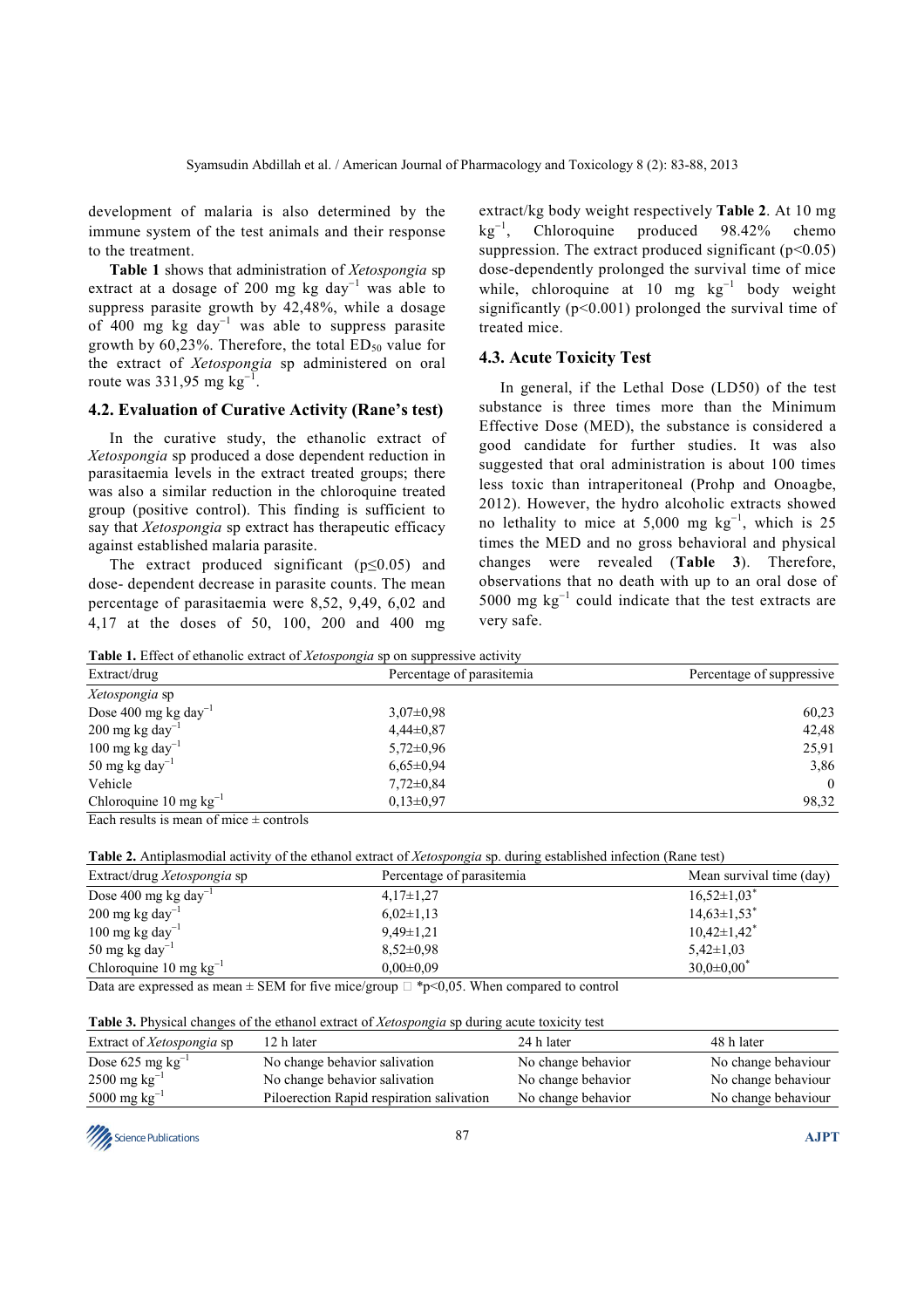development of malaria is also determined by the immune system of the test animals and their response to the treatment.

**Table 1** shows that administration of *Xetospongia* sp extract at a dosage of 200 mg kg day$^{-1}$ was able to suppress parasite growth by 42,48%, while a dosage of 400 mg kg day$^{-1}$ was able to suppress parasite growth by 60,23%. Therefore, the total $ED_{50}$ value for the extract of *Xetospongia* sp administered on oral route was 331,95 mg kg$^{-1}$.

### 4.2. Evaluation of Curative Activity (Rane's test)

In the curative study, the ethanolic extract of *Xetospongia* sp produced a dose dependent reduction in parasitaemia levels in the extract treated groups; there was also a similar reduction in the chloroquine treated group (positive control). This finding is sufficient to say that *Xetospongia* sp extract has therapeutic efficacy against established malaria parasite.

The extract produced significant ($p \leq 0.05$) and dose- dependent decrease in parasite counts. The mean percentage of parasitaemia were 8,52, 9,49, 6,02 and 4,17 at the doses of 50, 100, 200 and 400 mg extract/kg body weight respectively **Table 2**. At 10 mg kg$^{-1}$, Chloroquine produced 98.42% chemo suppression. The extract produced significant ($p<0.05$) dose-dependently prolonged the survival time of mice while, chloroquine at 10 mg kg$^{-1}$ body weight significantly ($p<0.001$) prolonged the survival time of treated mice.

### 4.3. Acute Toxicity Test

In general, if the Lethal Dose (LD50) of the test substance is three times more than the Minimum Effective Dose (MED), the substance is considered a good candidate for further studies. It was also suggested that oral administration is about 100 times less toxic than intraperitoneal (Prohp and Onoagbe, 2012). However, the hydro alcoholic extracts showed no lethality to mice at 5,000 mg kg$^{-1}$, which is 25 times the MED and no gross behavioral and physical changes were revealed (**Table 3**). Therefore, observations that no death with up to an oral dose of 5000 mg kg$^{-1}$ could indicate that the test extracts are very safe.

**Table 1.** Effect of ethanolic extract of *Xetospongia* sp on suppressive activity

| Extract/drug | Percentage of parasitemia | Percentage of suppressive |
|---|---|---|
| *Xetospongia* sp | | |
| Dose 400 mg kg day$^{-1}$ | 3,07±0,98 | 60,23 |
| 200 mg kg day$^{-1}$ | 4,44±0,87 | 42,48 |
| 100 mg kg day$^{-1}$ | 5,72±0,96 | 25,91 |
| 50 mg kg day$^{-1}$ | 6,65±0,94 | 3,86 |
| Vehicle | 7,72±0,84 | 0 |
| Chloroquine 10 mg kg$^{-1}$ | 0,13±0,97 | 98,32 |

Each results is mean of mice ± controls

**Table 2.** Antiplasmodial activity of the ethanol extract of *Xetospongia* sp. during established infection (Rane test)

| Extract/drug *Xetospongia* sp | Percentage of parasitemia | Mean survival time (day) |
|---|---|---|
| Dose 400 mg kg day$^{-1}$ | 4,17±1,27 | 16,52±1,03* |
| 200 mg kg day$^{-1}$ | 6,02±1,13 | 14,63±1,53* |
| 100 mg kg day$^{-1}$ | 9,49±1,21 | 10,42±1,42* |
| 50 mg kg day$^{-1}$ | 8,52±0,98 | 5,42±1,03 |
| Chloroquine 10 mg kg$^{-1}$ | 0,00±0,09 | 30,0±0,00* |

Data are expressed as mean ± SEM for five mice/group  *p<0,05. When compared to control

**Table 3.** Physical changes of the ethanol extract of *Xetospongia* sp during acute toxicity test

| Extract of *Xetospongia* sp | 12 h later | 24 h later | 48 h later |
|---|---|---|---|
| Dose 625 mg kg$^{-1}$ | No change behavior salivation | No change behavior | No change behaviour |
| 2500 mg kg$^{-1}$ | No change behavior salivation | No change behavior | No change behaviour |
| 5000 mg kg$^{-1}$ | Piloerection Rapid respiration salivation | No change behavior | No change behaviour |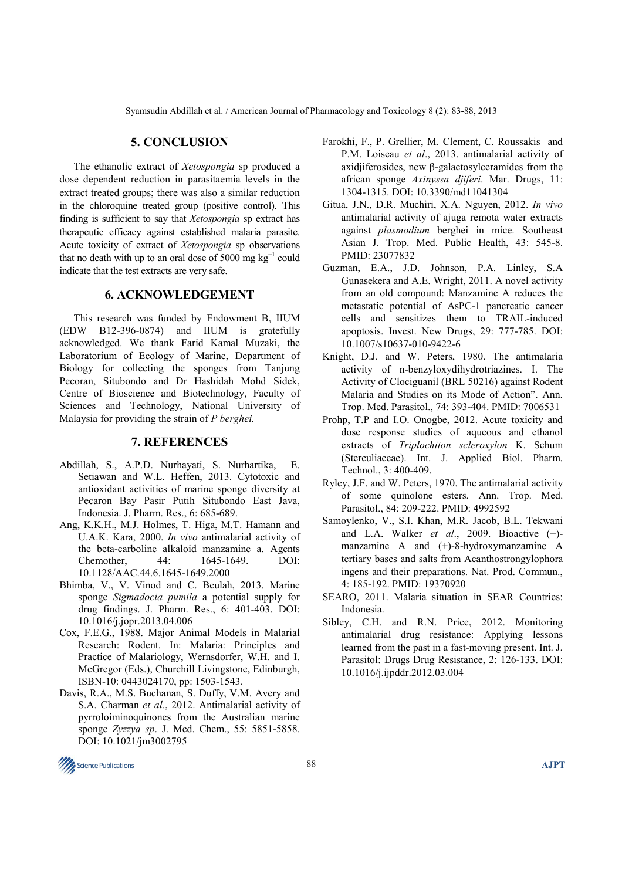## 5. CONCLUSION

The ethanolic extract of *Xetospongia* sp produced a dose dependent reduction in parasitaemia levels in the extract treated groups; there was also a similar reduction in the chloroquine treated group (positive control). This finding is sufficient to say that *Xetospongia* sp extract has therapeutic efficacy against established malaria parasite. Acute toxicity of extract of *Xetospongia* sp observations that no death with up to an oral dose of 5000 mg $kg^{-1}$ could indicate that the test extracts are very safe.

## 6. ACKNOWLEDGEMENT

This research was funded by Endowment B, IIUM (EDW B12-396-0874) and IIUM is gratefully acknowledged. We thank Farid Kamal Muzaki, the Laboratorium of Ecology of Marine, Department of Biology for collecting the sponges from Tanjung Pecoran, Situbondo and Dr Hashidah Mohd Sidek, Centre of Bioscience and Biotechnology, Faculty of Sciences and Technology, National University of Malaysia for providing the strain of *P berghei.*

## 7. REFERENCES

Abdillah, S., A.P.D. Nurhayati, S. Nurhartika, E. Setiawan and W.L. Heffen, 2013. Cytotoxic and antioxidant activities of marine sponge diversity at Pecaron Bay Pasir Putih Situbondo East Java, Indonesia. J. Pharm. Res., 6: 685-689.

Ang, K.K.H., M.J. Holmes, T. Higa, M.T. Hamann and U.A.K. Kara, 2000. *In vivo* antimalarial activity of the beta-carboline alkaloid manzamine a. Agents Chemother, 44: 1645-1649. DOI: 10.1128/AAC.44.6.1645-1649.2000

Bhimba, V., V. Vinod and C. Beulah, 2013. Marine sponge *Sigmadocia pumila* a potential supply for drug findings. J. Pharm. Res., 6: 401-403. DOI: 10.1016/j.jopr.2013.04.006

Cox, F.E.G., 1988. Major Animal Models in Malarial Research: Rodent. In: Malaria: Principles and Practice of Malariology, Wernsdorfer, W.H. and I. McGregor (Eds.), Churchill Livingstone, Edinburgh, ISBN-10: 0443024170, pp: 1503-1543.

Davis, R.A., M.S. Buchanan, S. Duffy, V.M. Avery and S.A. Charman *et al*., 2012. Antimalarial activity of pyrroloiminoquinones from the Australian marine sponge *Zyzzya sp*. J. Med. Chem., 55: 5851-5858. DOI: 10.1021/jm3002795

Farokhi, F., P. Grellier, M. Clement, C. Roussakis and P.M. Loiseau *et al*., 2013. antimalarial activity of axidjiferosides, new β-galactosylceramides from the african sponge *Axinyssa djiferi*. Mar. Drugs, 11: 1304-1315. DOI: 10.3390/md11041304

Gitua, J.N., D.R. Muchiri, X.A. Nguyen, 2012. *In vivo* antimalarial activity of ajuga remota water extracts against *plasmodium* berghei in mice. Southeast Asian J. Trop. Med. Public Health, 43: 545-8. PMID: 23077832

Guzman, E.A., J.D. Johnson, P.A. Linley, S.A Gunasekera and A.E. Wright, 2011. A novel activity from an old compound: Manzamine A reduces the metastatic potential of AsPC-1 pancreatic cancer cells and sensitizes them to TRAIL-induced apoptosis. Invest. New Drugs, 29: 777-785. DOI: 10.1007/s10637-010-9422-6

Knight, D.J. and W. Peters, 1980. The antimalaria activity of n-benzyloxydihydrotriazines. I. The Activity of Clociguanil (BRL 50216) against Rodent Malaria and Studies on its Mode of Action". Ann. Trop. Med. Parasitol., 74: 393-404. PMID: 7006531

Prohp, T.P and I.O. Onogbe, 2012. Acute toxicity and dose response studies of aqueous and ethanol extracts of *Triplochiton scleroxylon* K. Schum (Sterculiaceae). Int. J. Applied Biol. Pharm. Technol., 3: 400-409.

Ryley, J.F. and W. Peters, 1970. The antimalarial activity of some quinolone esters. Ann. Trop. Med. Parasitol., 84: 209-222. PMID: 4992592

Samoylenko, V., S.I. Khan, M.R. Jacob, B.L. Tekwani and L.A. Walker *et al*., 2009. Bioactive (+)-manzamine A and (+)-8-hydroxymanzamine A tertiary bases and salts from Acanthostrongylophora ingens and their preparations. Nat. Prod. Commun., 4: 185-192. PMID: 19370920

SEARO, 2011. Malaria situation in SEAR Countries: Indonesia.

Sibley, C.H. and R.N. Price, 2012. Monitoring antimalarial drug resistance: Applying lessons learned from the past in a fast-moving present. Int. J. Parasitol: Drugs Drug Resistance, 2: 126-133. DOI: 10.1016/j.ijpddr.2012.03.004